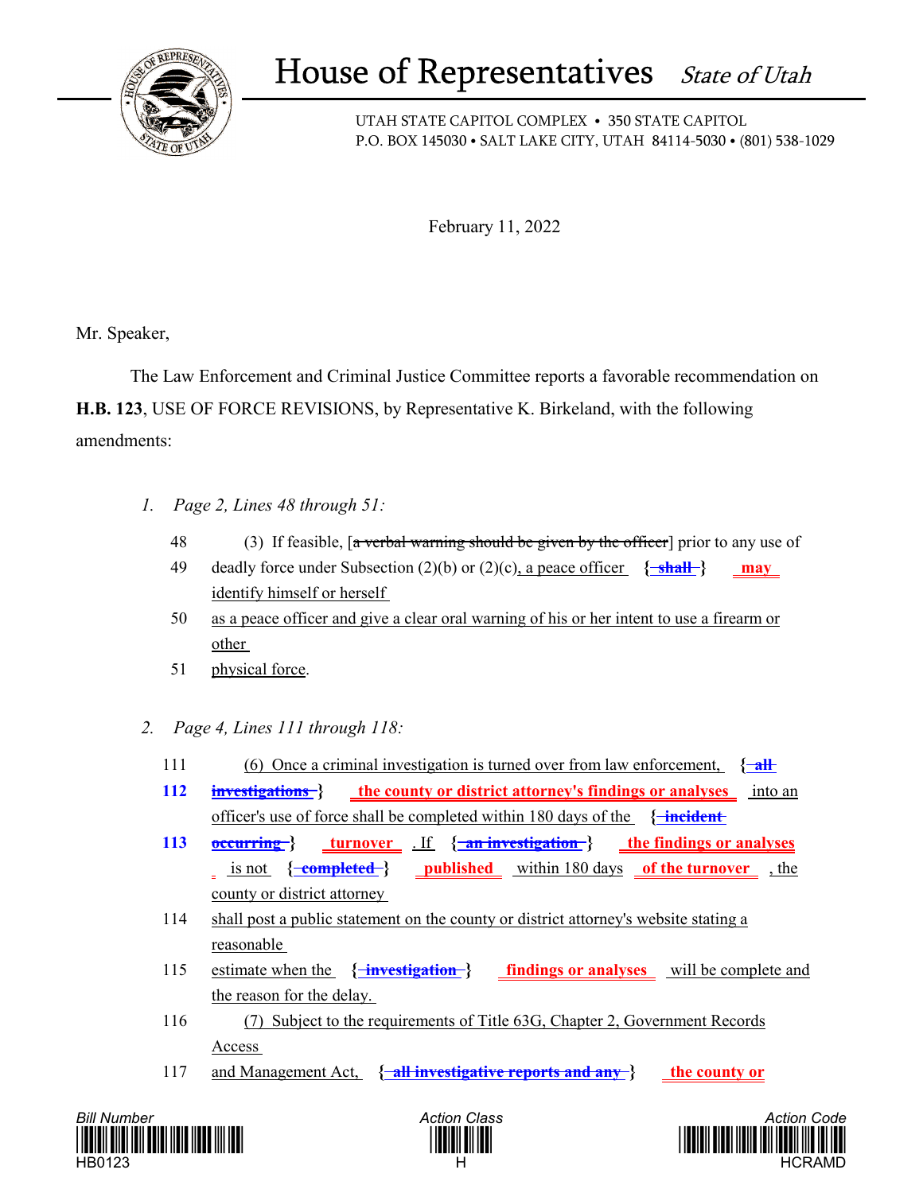# House of Representatives *State of Utah*

UTAH STATE CAPITOL COMPLEX • 350 STATE CAPITOL
P.O. BOX 145030 • SALT LAKE CITY, UTAH 84114-5030 • (801) 538-1029

February 11, 2022

Mr. Speaker,

The Law Enforcement and Criminal Justice Committee reports a favorable recommendation on **H.B. 123**, USE OF FORCE REVISIONS, by Representative K. Birkeland, with the following amendments:

1. *Page 2, Lines 48 through 51:*

48 (3) If feasible, [~~a verbal warning should be given by the officer~~] prior to any use of

49 deadly force under Subsection (2)(b) or (2)(c), a peace officer {~~shall~~} **may** identify himself or herself

50 as a peace officer and give a clear oral warning of his or her intent to use a firearm or other

51 physical force.

2. *Page 4, Lines 111 through 118:*

111 (6) Once a criminal investigation is turned over from law enforcement, {~~all~~

**112** ~~investigations~~} **the county or district attorney's findings or analyses** into an officer's use of force shall be completed within 180 days of the {~~incident~~

**113** ~~occurring~~} **turnover**. If {~~an investigation~~} **the findings or analyses** is not {~~completed~~} **published** within 180 days **of the turnover**, the county or district attorney

114 shall post a public statement on the county or district attorney's website stating a reasonable

115 estimate when the {~~investigation~~} **findings or analyses** will be complete and the reason for the delay.

116 (7) Subject to the requirements of Title 63G, Chapter 2, Government Records Access

117 and Management Act, {~~all investigative reports and any~~} **the county or**

Bill Number: HB0123 | Action Class: H | Action Code: HCRAMD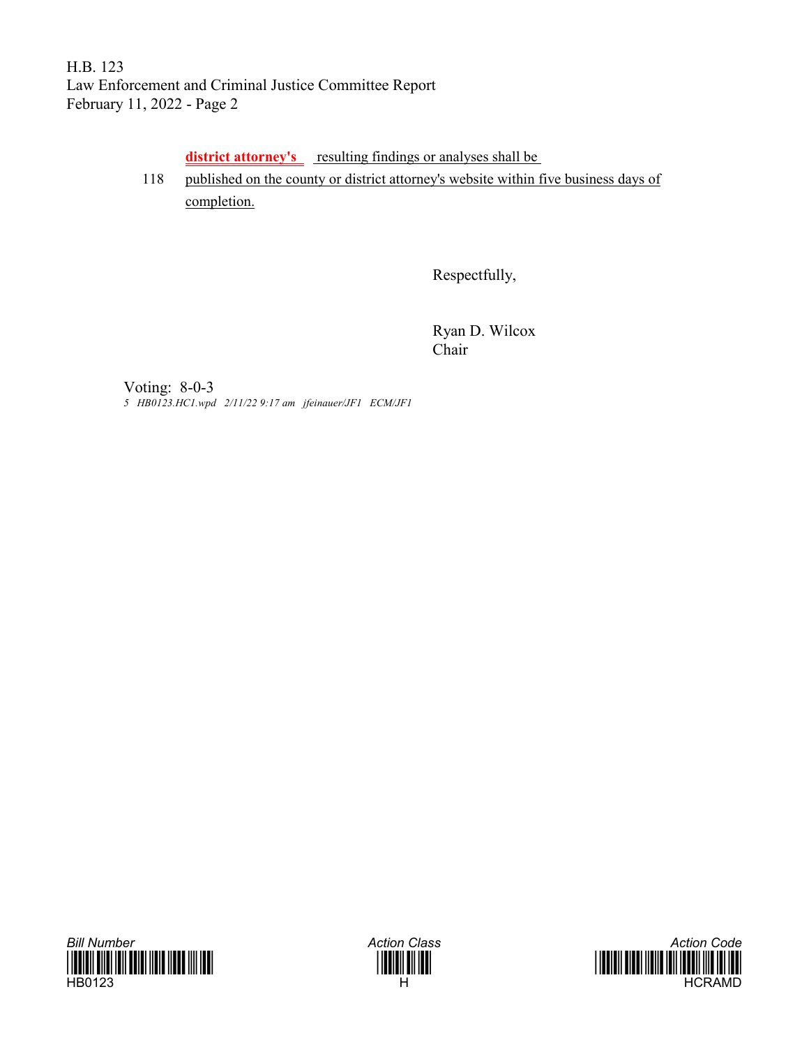**district attorney's** resulting findings or analyses shall be

118 published on the county or district attorney's website within five business days of completion.

Respectfully,

Ryan D. Wilcox
Chair

Voting: 8-0-3

*5 HB0123.HC1.wpd 2/11/22 9:17 am jfeinauer/JF1 ECM/JF1*

*Bill Number*
HB0123

*Action Class*
H

*Action Code*
HCRAMD